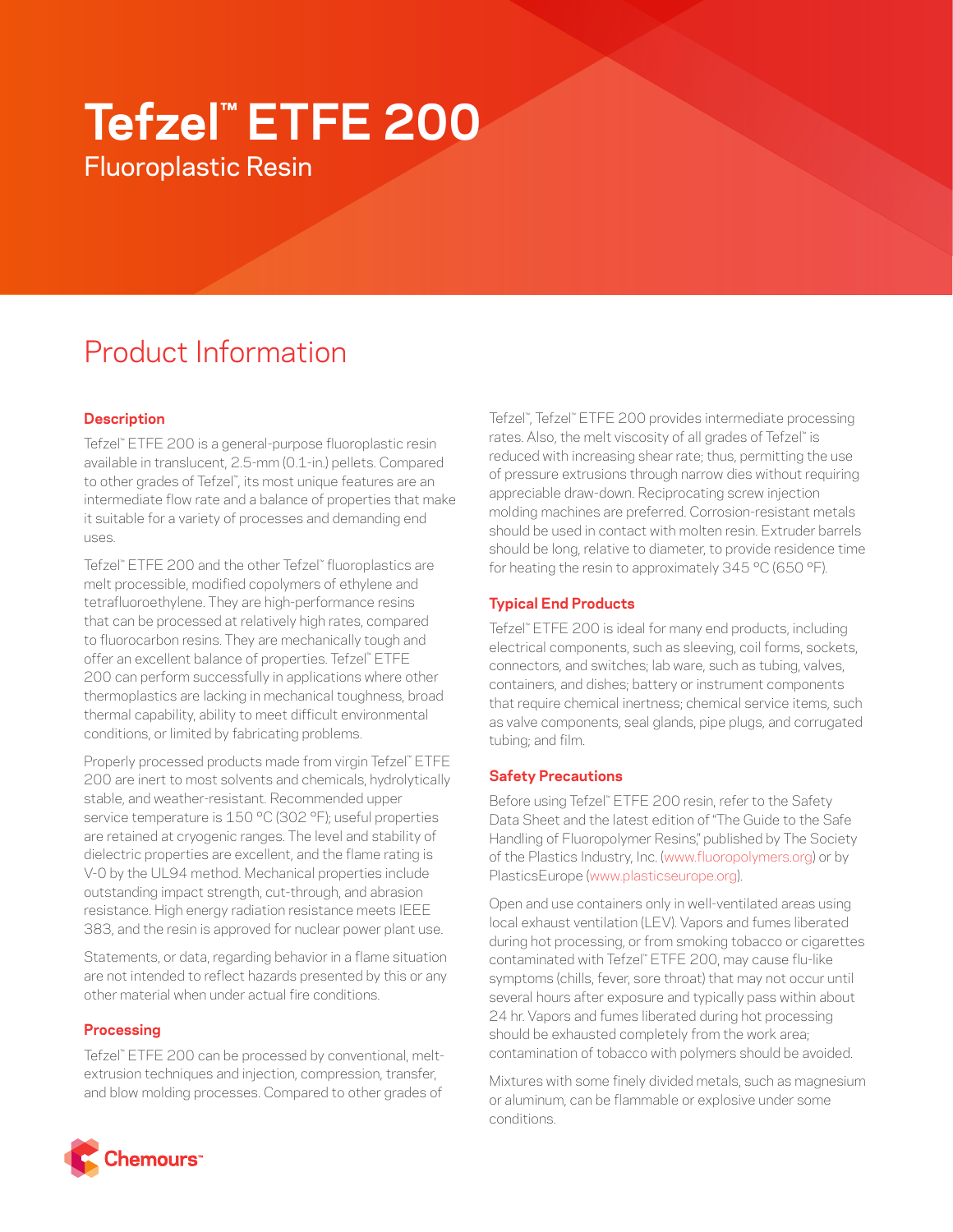# Tefzel™ ETFE 200

Fluoroplastic Resin

## Product Information

### Description

Tefzel™ ETFE 200 is a general-purpose fluoroplastic resin available in translucent, 2.5-mm (0.1-in.) pellets. Compared to other grades of Tefzel™, its most unique features are an intermediate flow rate and a balance of properties that make it suitable for a variety of processes and demanding end uses.

Tefzel™ ETFE 200 and the other Tefzel™ fluoroplastics are melt processible, modified copolymers of ethylene and tetrafluoroethylene. They are high-performance resins that can be processed at relatively high rates, compared to fluorocarbon resins. They are mechanically tough and offer an excellent balance of properties. Tefzel™ ETFE 200 can perform successfully in applications where other thermoplastics are lacking in mechanical toughness, broad thermal capability, ability to meet difficult environmental conditions, or limited by fabricating problems.

Properly processed products made from virgin Tefzel™ ETFE 200 are inert to most solvents and chemicals, hydrolytically stable, and weather-resistant. Recommended upper service temperature is 150 °C (302 °F); useful properties are retained at cryogenic ranges. The level and stability of dielectric properties are excellent, and the flame rating is V-0 by the UL94 method. Mechanical properties include outstanding impact strength, cut-through, and abrasion resistance. High energy radiation resistance meets IEEE 383, and the resin is approved for nuclear power plant use.

Statements, or data, regarding behavior in a flame situation are not intended to reflect hazards presented by this or any other material when under actual fire conditions.

### Processing

Tefzel™ ETFE 200 can be processed by conventional, melt-extrusion techniques and injection, compression, transfer, and blow molding processes. Compared to other grades of Tefzel™, Tefzel™ ETFE 200 provides intermediate processing rates. Also, the melt viscosity of all grades of Tefzel™ is reduced with increasing shear rate; thus, permitting the use of pressure extrusions through narrow dies without requiring appreciable draw-down. Reciprocating screw injection molding machines are preferred. Corrosion-resistant metals should be used in contact with molten resin. Extruder barrels should be long, relative to diameter, to provide residence time for heating the resin to approximately 345 °C (650 °F).

### Typical End Products

Tefzel™ ETFE 200 is ideal for many end products, including electrical components, such as sleeving, coil forms, sockets, connectors, and switches; lab ware, such as tubing, valves, containers, and dishes; battery or instrument components that require chemical inertness; chemical service items, such as valve components, seal glands, pipe plugs, and corrugated tubing; and film.

### Safety Precautions

Before using Tefzel™ ETFE 200 resin, refer to the Safety Data Sheet and the latest edition of "The Guide to the Safe Handling of Fluoropolymer Resins," published by The Society of the Plastics Industry, Inc. (www.fluoropolymers.org) or by PlasticsEurope (www.plasticseurope.org).

Open and use containers only in well-ventilated areas using local exhaust ventilation (LEV). Vapors and fumes liberated during hot processing, or from smoking tobacco or cigarettes contaminated with Tefzel™ ETFE 200, may cause flu-like symptoms (chills, fever, sore throat) that may not occur until several hours after exposure and typically pass within about 24 hr. Vapors and fumes liberated during hot processing should be exhausted completely from the work area; contamination of tobacco with polymers should be avoided.

Mixtures with some finely divided metals, such as magnesium or aluminum, can be flammable or explosive under some conditions.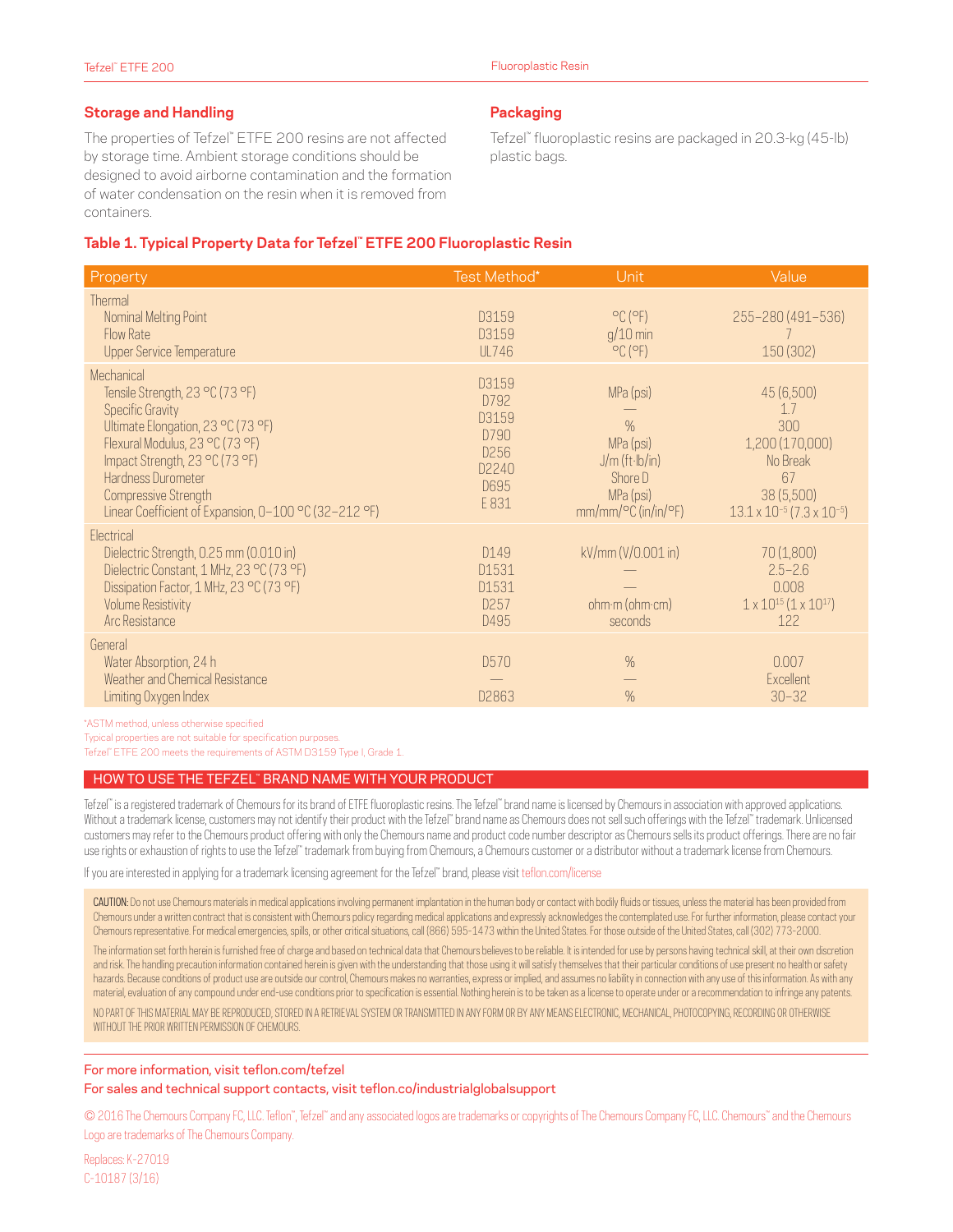## Storage and Handling

The properties of Tefzel™ ETFE 200 resins are not affected by storage time. Ambient storage conditions should be designed to avoid airborne contamination and the formation of water condensation on the resin when it is removed from containers.

## Packaging

Tefzel™ fluoroplastic resins are packaged in 20.3-kg (45-lb) plastic bags.

### Table 1. Typical Property Data for Tefzel™ ETFE 200 Fluoroplastic Resin

| Property | Test Method* | Unit | Value |
|---|---|---|---|
| **Thermal** | | | |
| Nominal Melting Point | D3159 | °C (°F) | 255–280 (491–536) |
| Flow Rate | D3159 | g/10 min | 7 |
| Upper Service Temperature | UL746 | °C (°F) | 150 (302) |
| **Mechanical** | | | |
| Tensile Strength, 23 °C (73 °F) | D3159 | MPa (psi) | 45 (6,500) |
| Specific Gravity | D792 | — | 1.7 |
| Ultimate Elongation, 23 °C (73 °F) | D3159 | % | 300 |
| Flexural Modulus, 23 °C (73 °F) | D790 | MPa (psi) | 1,200 (170,000) |
| Impact Strength, 23 °C (73 °F) | D256 | J/m (ft·lb/in) | No Break |
| Hardness Durometer | D2240 | Shore D | 67 |
| Compressive Strength | D695 | MPa (psi) | 38 (5,500) |
| Linear Coefficient of Expansion, 0–100 °C (32–212 °F) | E 831 | mm/mm/°C (in/in/°F) | $13.1 \times 10^{-5}$ ($7.3 \times 10^{-5}$) |
| **Electrical** | | | |
| Dielectric Strength, 0.25 mm (0.010 in) | D149 | kV/mm (V/0.001 in) | 70 (1,800) |
| Dielectric Constant, 1 MHz, 23 °C (73 °F) | D1531 | — | 2.5–2.6 |
| Dissipation Factor, 1 MHz, 23 °C (73 °F) | D1531 | — | 0.008 |
| Volume Resistivity | D257 | ohm·m (ohm·cm) | $1 \times 10^{15}$ ($1 \times 10^{17}$) |
| Arc Resistance | D495 | seconds | 122 |
| **General** | | | |
| Water Absorption, 24 h | D570 | % | 0.007 |
| Weather and Chemical Resistance | — | — | Excellent |
| Limiting Oxygen Index | D2863 | % | 30–32 |

*ASTM method, unless otherwise specified

Typical properties are not suitable for specification purposes.

Tefzel™ ETFE 200 meets the requirements of ASTM D3159 Type I, Grade 1.

## HOW TO USE THE TEFZEL™ BRAND NAME WITH YOUR PRODUCT

Tefzel™ is a registered trademark of Chemours for its brand of ETFE fluoroplastic resins. The Tefzel™ brand name is licensed by Chemours in association with approved applications. Without a trademark license, customers may not identify their product with the Tefzel™ brand name as Chemours does not sell such offerings with the Tefzel™ trademark. Unlicensed customers may refer to the Chemours product offering with only the Chemours name and product code number descriptor as Chemours sells its product offerings. There are no fair use rights or exhaustion of rights to use the Tefzel™ trademark from buying from Chemours, a Chemours customer or a distributor without a trademark license from Chemours.

If you are interested in applying for a trademark licensing agreement for the Tefzel™ brand, please visit teflon.com/license

**CAUTION:** Do not use Chemours materials in medical applications involving permanent implantation in the human body or contact with bodily fluids or tissues, unless the material has been provided from Chemours under a written contract that is consistent with Chemours policy regarding medical applications and expressly acknowledges the contemplated use. For further information, please contact your Chemours representative. For medical emergencies, spills, or other critical situations, call (866) 595-1473 within the United States. For those outside of the United States, call (302) 773-2000.

The information set forth herein is furnished free of charge and based on technical data that Chemours believes to be reliable. It is intended for use by persons having technical skill, at their own discretion and risk. The handling precaution information contained herein is given with the understanding that those using it will satisfy themselves that their particular conditions of use present no health or safety hazards. Because conditions of product use are outside our control, Chemours makes no warranties, express or implied, and assumes no liability in connection with any use of this information. As with any material, evaluation of any compound under end-use conditions prior to specification is essential. Nothing herein is to be taken as a license to operate under or a recommendation to infringe any patents.

NO PART OF THIS MATERIAL MAY BE REPRODUCED, STORED IN A RETRIEVAL SYSTEM OR TRANSMITTED IN ANY FORM OR BY ANY MEANS ELECTRONIC, MECHANICAL, PHOTOCOPYING, RECORDING OR OTHERWISE WITHOUT THE PRIOR WRITTEN PERMISSION OF CHEMOURS.

For more information, visit teflon.com/tefzel

For sales and technical support contacts, visit teflon.co/industrialglobalsupport

© 2016 The Chemours Company FC, LLC. Teflon™, Tefzel™ and any associated logos are trademarks or copyrights of The Chemours Company FC, LLC. Chemours™ and the Chemours Logo are trademarks of The Chemours Company.

Replaces: K-27019
C-10187 (3/16)